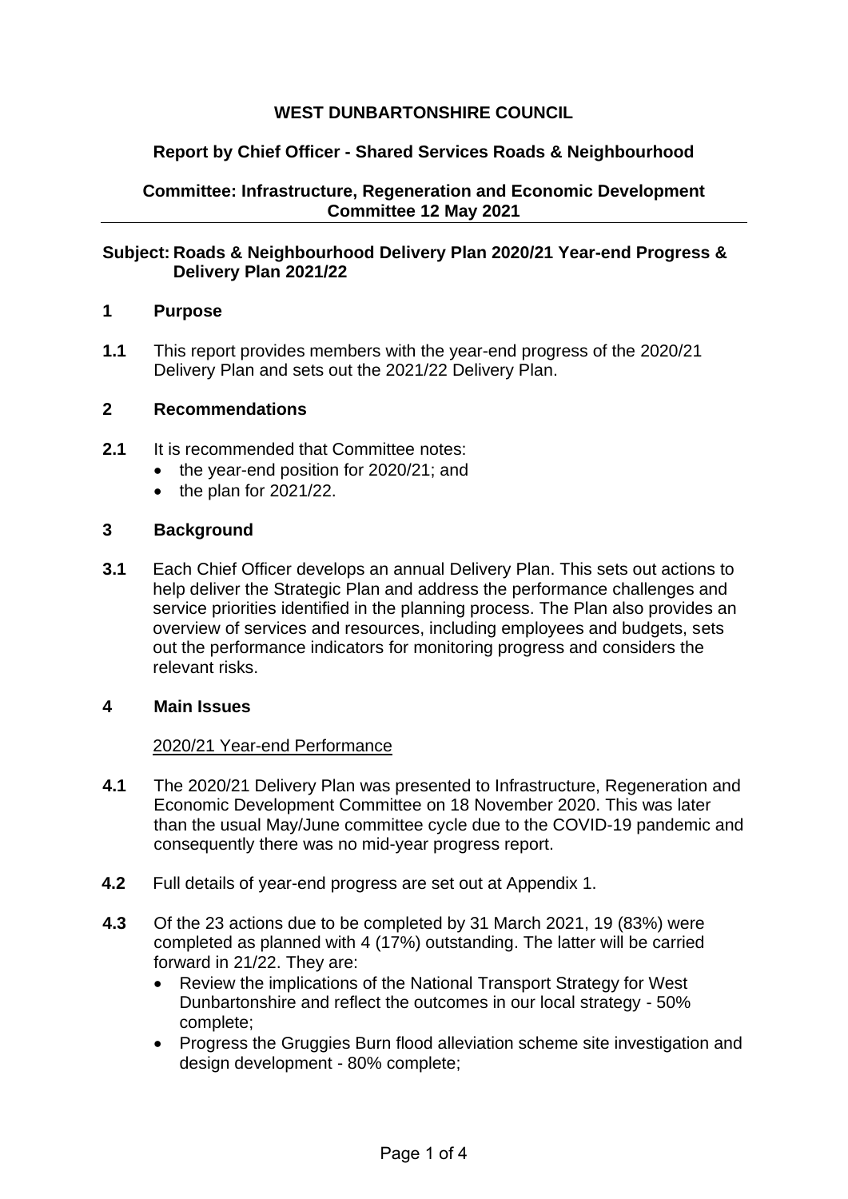**WEST DUNBARTONSHIRE COUNCIL**

**Report by Chief Officer - Shared Services Roads & Neighbourhood**

**Committee: Infrastructure, Regeneration and Economic Development Committee 12 May 2021**

---

**Subject: Roads & Neighbourhood Delivery Plan 2020/21 Year-end Progress & Delivery Plan 2021/22**

## 1 Purpose

**1.1** This report provides members with the year-end progress of the 2020/21 Delivery Plan and sets out the 2021/22 Delivery Plan.

## 2 Recommendations

**2.1** It is recommended that Committee notes:

- the year-end position for 2020/21; and
- the plan for 2021/22.

## 3 Background

**3.1** Each Chief Officer develops an annual Delivery Plan. This sets out actions to help deliver the Strategic Plan and address the performance challenges and service priorities identified in the planning process. The Plan also provides an overview of services and resources, including employees and budgets, sets out the performance indicators for monitoring progress and considers the relevant risks.

## 4 Main Issues

2020/21 Year-end Performance

**4.1** The 2020/21 Delivery Plan was presented to Infrastructure, Regeneration and Economic Development Committee on 18 November 2020. This was later than the usual May/June committee cycle due to the COVID-19 pandemic and consequently there was no mid-year progress report.

**4.2** Full details of year-end progress are set out at Appendix 1.

**4.3** Of the 23 actions due to be completed by 31 March 2021, 19 (83%) were completed as planned with 4 (17%) outstanding. The latter will be carried forward in 21/22. They are:

- Review the implications of the National Transport Strategy for West Dunbartonshire and reflect the outcomes in our local strategy - 50% complete;
- Progress the Gruggies Burn flood alleviation scheme site investigation and design development - 80% complete;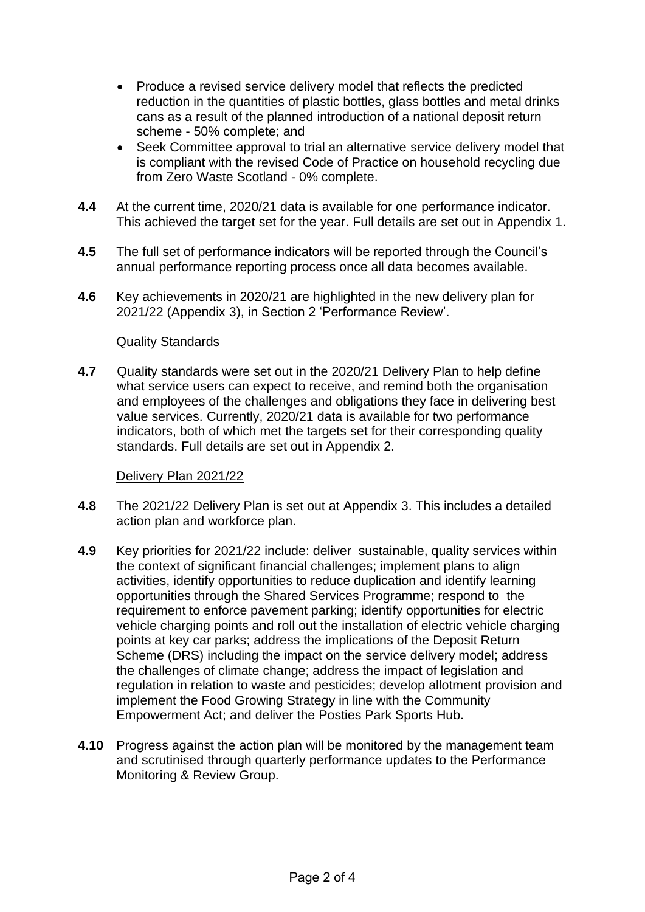- Produce a revised service delivery model that reflects the predicted reduction in the quantities of plastic bottles, glass bottles and metal drinks cans as a result of the planned introduction of a national deposit return scheme - 50% complete; and
- Seek Committee approval to trial an alternative service delivery model that is compliant with the revised Code of Practice on household recycling due from Zero Waste Scotland - 0% complete.

**4.4** At the current time, 2020/21 data is available for one performance indicator. This achieved the target set for the year. Full details are set out in Appendix 1.

**4.5** The full set of performance indicators will be reported through the Council's annual performance reporting process once all data becomes available.

**4.6** Key achievements in 2020/21 are highlighted in the new delivery plan for 2021/22 (Appendix 3), in Section 2 'Performance Review'.

Quality Standards

**4.7** Quality standards were set out in the 2020/21 Delivery Plan to help define what service users can expect to receive, and remind both the organisation and employees of the challenges and obligations they face in delivering best value services. Currently, 2020/21 data is available for two performance indicators, both of which met the targets set for their corresponding quality standards. Full details are set out in Appendix 2.

Delivery Plan 2021/22

**4.8** The 2021/22 Delivery Plan is set out at Appendix 3. This includes a detailed action plan and workforce plan.

**4.9** Key priorities for 2021/22 include: deliver sustainable, quality services within the context of significant financial challenges; implement plans to align activities, identify opportunities to reduce duplication and identify learning opportunities through the Shared Services Programme; respond to the requirement to enforce pavement parking; identify opportunities for electric vehicle charging points and roll out the installation of electric vehicle charging points at key car parks; address the implications of the Deposit Return Scheme (DRS) including the impact on the service delivery model; address the challenges of climate change; address the impact of legislation and regulation in relation to waste and pesticides; develop allotment provision and implement the Food Growing Strategy in line with the Community Empowerment Act; and deliver the Posties Park Sports Hub.

**4.10** Progress against the action plan will be monitored by the management team and scrutinised through quarterly performance updates to the Performance Monitoring & Review Group.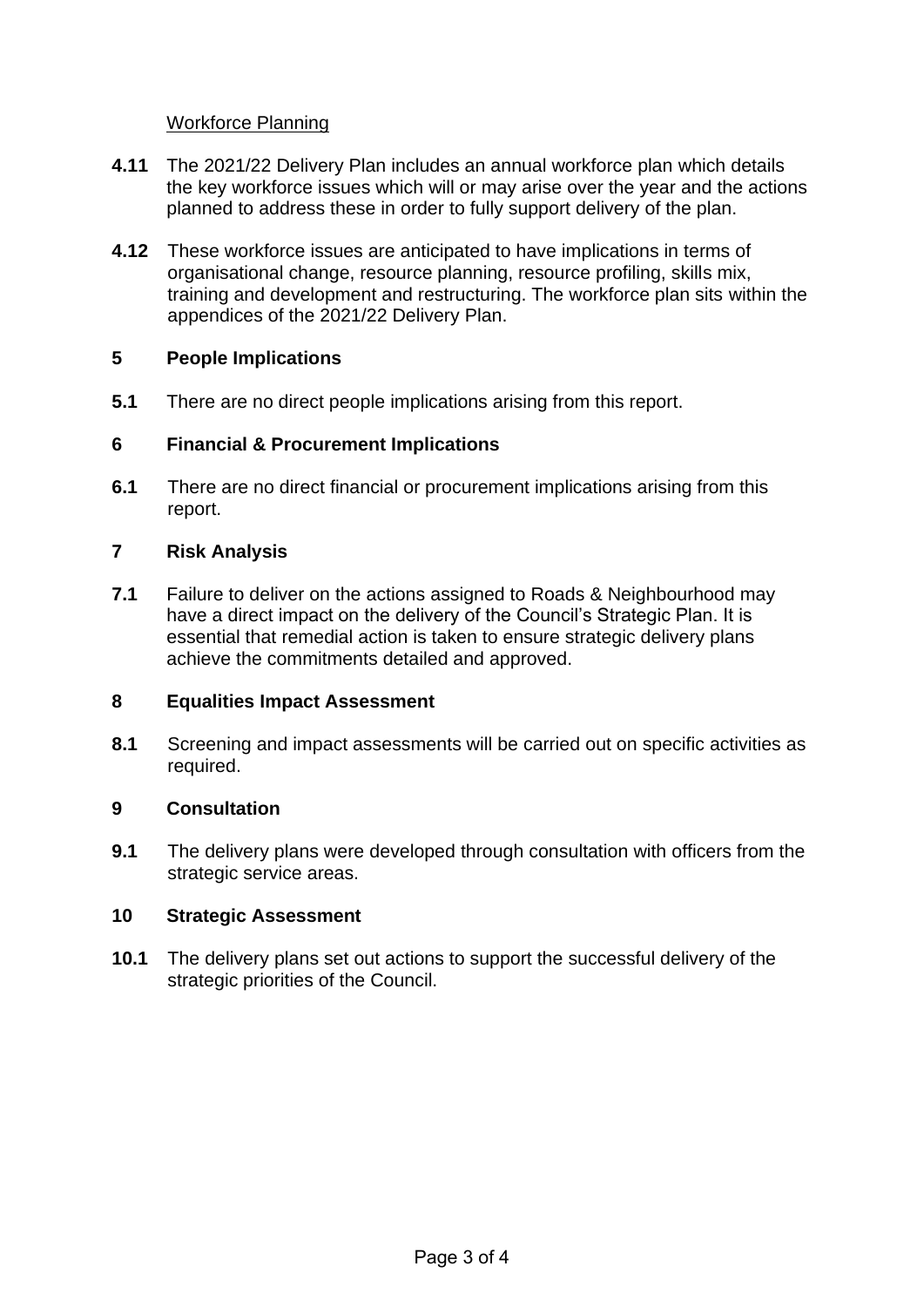Workforce Planning

**4.11** The 2021/22 Delivery Plan includes an annual workforce plan which details the key workforce issues which will or may arise over the year and the actions planned to address these in order to fully support delivery of the plan.

**4.12** These workforce issues are anticipated to have implications in terms of organisational change, resource planning, resource profiling, skills mix, training and development and restructuring. The workforce plan sits within the appendices of the 2021/22 Delivery Plan.

## 5 People Implications

**5.1** There are no direct people implications arising from this report.

## 6 Financial & Procurement Implications

**6.1** There are no direct financial or procurement implications arising from this report.

## 7 Risk Analysis

**7.1** Failure to deliver on the actions assigned to Roads & Neighbourhood may have a direct impact on the delivery of the Council's Strategic Plan. It is essential that remedial action is taken to ensure strategic delivery plans achieve the commitments detailed and approved.

## 8 Equalities Impact Assessment

**8.1** Screening and impact assessments will be carried out on specific activities as required.

## 9 Consultation

**9.1** The delivery plans were developed through consultation with officers from the strategic service areas.

## 10 Strategic Assessment

**10.1** The delivery plans set out actions to support the successful delivery of the strategic priorities of the Council.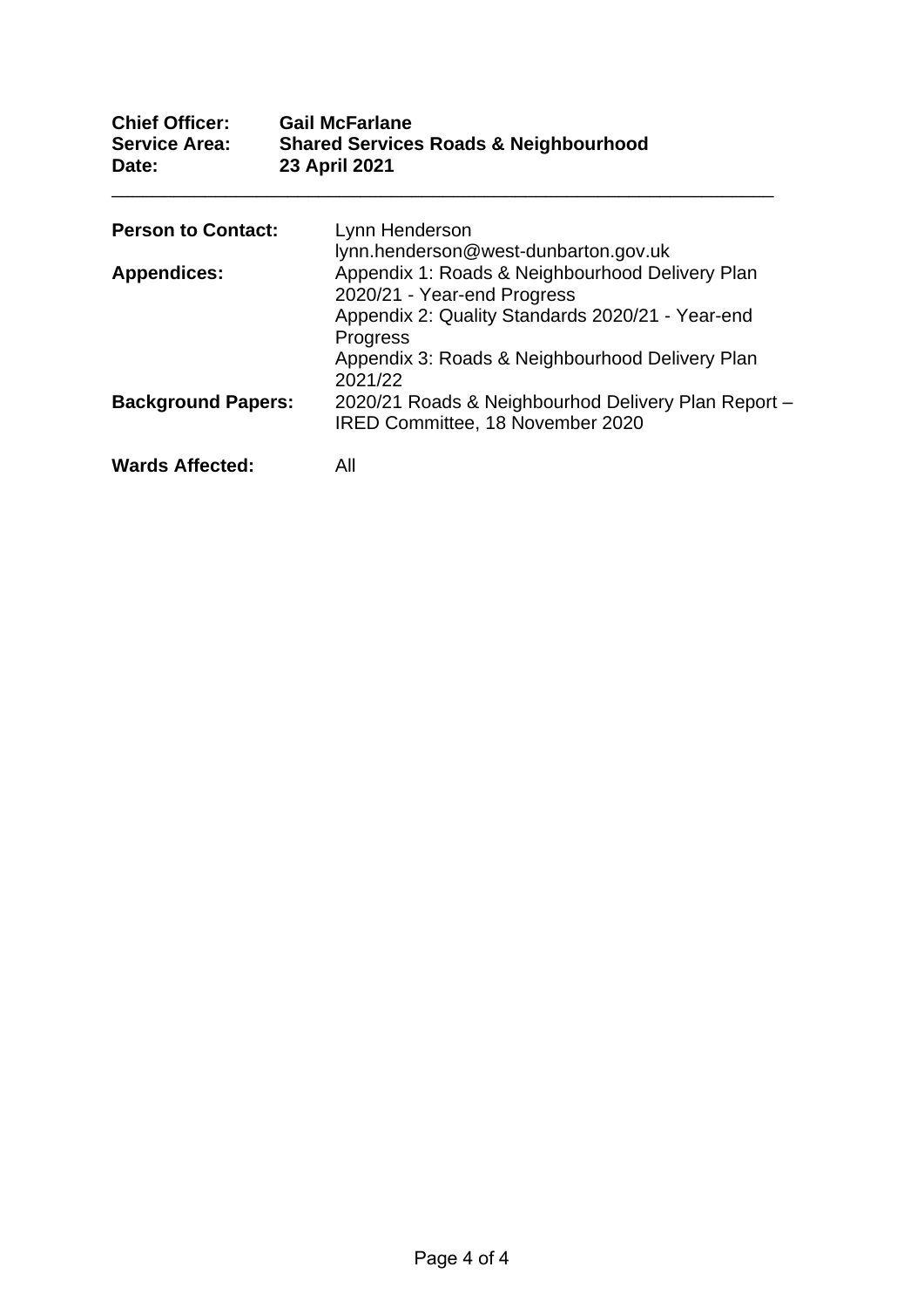**Chief Officer:** **Gail McFarlane**
**Service Area:** **Shared Services Roads & Neighbourhood**
**Date:** **23 April 2021**

---

| | |
|---|---|
| **Person to Contact:** | Lynn Henderson<br>lynn.henderson@west-dunbarton.gov.uk |
| **Appendices:** | Appendix 1: Roads & Neighbourhood Delivery Plan 2020/21 - Year-end Progress<br>Appendix 2: Quality Standards 2020/21 - Year-end Progress<br>Appendix 3: Roads & Neighbourhood Delivery Plan 2021/22 |
| **Background Papers:** | 2020/21 Roads & Neighbourhod Delivery Plan Report – IRED Committee, 18 November 2020 |
| **Wards Affected:** | All |